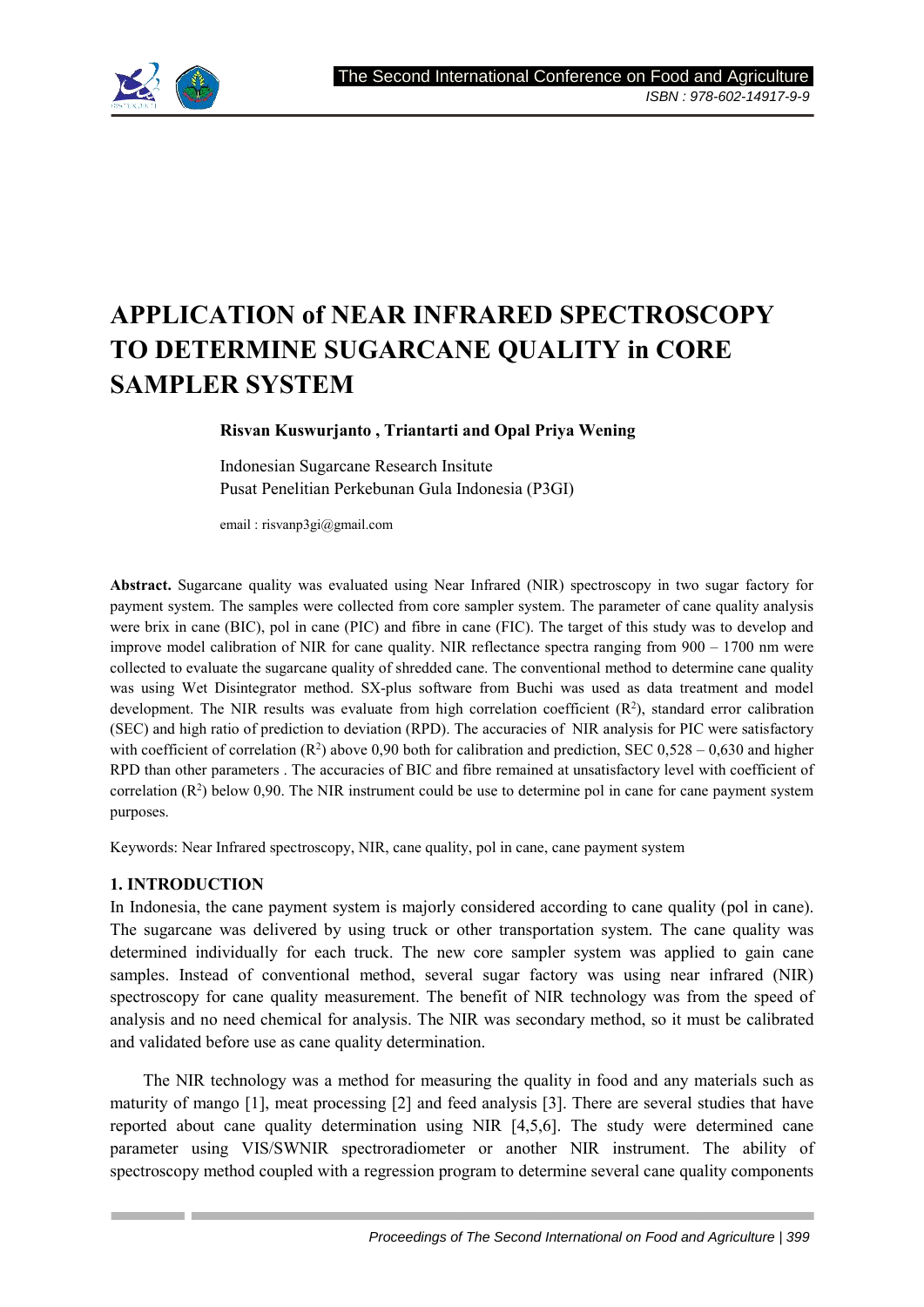# APPLICATION of NEAR INFRARED SPECTROSCOPY TO DETERMINE SUGARCANE QUALITY in CORE SAMPLER SYSTEM

**Risvan Kuswurjanto , Triantarti and Opal Priya Wening**

Indonesian Sugarcane Research Insitute
Pusat Penelitian Perkebunan Gula Indonesia (P3GI)

email : risvanp3gi@gmail.com

**Abstract.** Sugarcane quality was evaluated using Near Infrared (NIR) spectroscopy in two sugar factory for payment system. The samples were collected from core sampler system. The parameter of cane quality analysis were brix in cane (BIC), pol in cane (PIC) and fibre in cane (FIC). The target of this study was to develop and improve model calibration of NIR for cane quality. NIR reflectance spectra ranging from 900 – 1700 nm were collected to evaluate the sugarcane quality of shredded cane. The conventional method to determine cane quality was using Wet Disintegrator method. SX-plus software from Buchi was used as data treatment and model development. The NIR results was evaluate from high correlation coefficient ($R^2$), standard error calibration (SEC) and high ratio of prediction to deviation (RPD). The accuracies of NIR analysis for PIC were satisfactory with coefficient of correlation ($R^2$) above 0,90 both for calibration and prediction, SEC 0,528 – 0,630 and higher RPD than other parameters . The accuracies of BIC and fibre remained at unsatisfactory level with coefficient of correlation ($R^2$) below 0,90. The NIR instrument could be use to determine pol in cane for cane payment system purposes.

Keywords: Near Infrared spectroscopy, NIR, cane quality, pol in cane, cane payment system

## 1. INTRODUCTION

In Indonesia, the cane payment system is majorly considered according to cane quality (pol in cane). The sugarcane was delivered by using truck or other transportation system. The cane quality was determined individually for each truck. The new core sampler system was applied to gain cane samples. Instead of conventional method, several sugar factory was using near infrared (NIR) spectroscopy for cane quality measurement. The benefit of NIR technology was from the speed of analysis and no need chemical for analysis. The NIR was secondary method, so it must be calibrated and validated before use as cane quality determination.

The NIR technology was a method for measuring the quality in food and any materials such as maturity of mango [1], meat processing [2] and feed analysis [3]. There are several studies that have reported about cane quality determination using NIR [4,5,6]. The study were determined cane parameter using VIS/SWNIR spectroradiometer or another NIR instrument. The ability of spectroscopy method coupled with a regression program to determine several cane quality components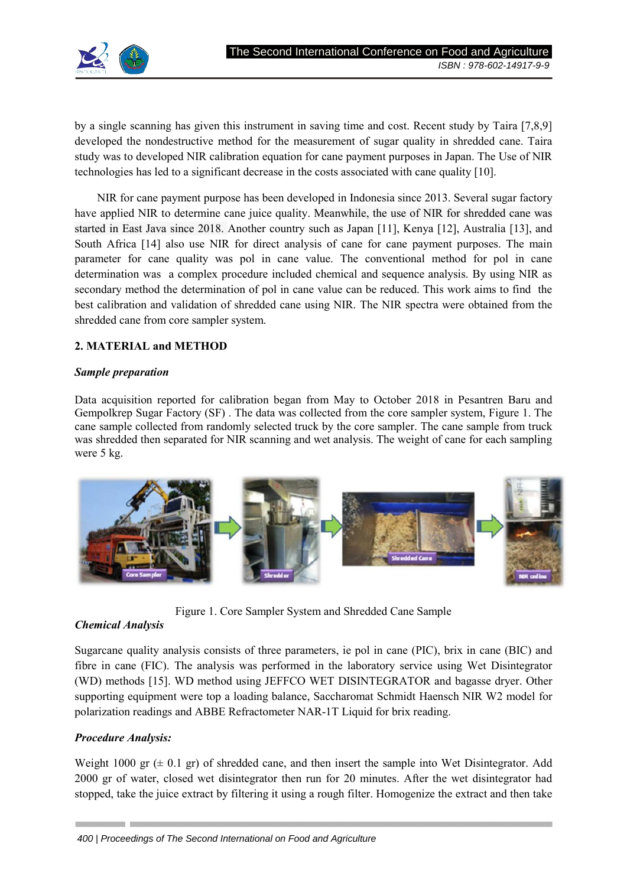by a single scanning has given this instrument in saving time and cost. Recent study by Taira [7,8,9] developed the nondestructive method for the measurement of sugar quality in shredded cane. Taira study was to developed NIR calibration equation for cane payment purposes in Japan. The Use of NIR technologies has led to a significant decrease in the costs associated with cane quality [10].

NIR for cane payment purpose has been developed in Indonesia since 2013. Several sugar factory have applied NIR to determine cane juice quality. Meanwhile, the use of NIR for shredded cane was started in East Java since 2018. Another country such as Japan [11], Kenya [12], Australia [13], and South Africa [14] also use NIR for direct analysis of cane for cane payment purposes. The main parameter for cane quality was pol in cane value. The conventional method for pol in cane determination was a complex procedure included chemical and sequence analysis. By using NIR as secondary method the determination of pol in cane value can be reduced. This work aims to find the best calibration and validation of shredded cane using NIR. The NIR spectra were obtained from the shredded cane from core sampler system.

## 2. MATERIAL and METHOD

### *Sample preparation*

Data acquisition reported for calibration began from May to October 2018 in Pesantren Baru and Gempolkrep Sugar Factory (SF) . The data was collected from the core sampler system, Figure 1. The cane sample collected from randomly selected truck by the core sampler. The cane sample from truck was shredded then separated for NIR scanning and wet analysis. The weight of cane for each sampling were 5 kg.

Figure 1. Core Sampler System and Shredded Cane Sample

### *Chemical Analysis*

Sugarcane quality analysis consists of three parameters, ie pol in cane (PIC), brix in cane (BIC) and fibre in cane (FIC). The analysis was performed in the laboratory service using Wet Disintegrator (WD) methods [15]. WD method using JEFFCO WET DISINTEGRATOR and bagasse dryer. Other supporting equipment were top a loading balance, Saccharomat Schmidt Haensch NIR W2 model for polarization readings and ABBE Refractometer NAR-1T Liquid for brix reading.

### *Procedure Analysis:*

Weight 1000 gr (± 0.1 gr) of shredded cane, and then insert the sample into Wet Disintegrator. Add 2000 gr of water, closed wet disintegrator then run for 20 minutes. After the wet disintegrator had stopped, take the juice extract by filtering it using a rough filter. Homogenize the extract and then take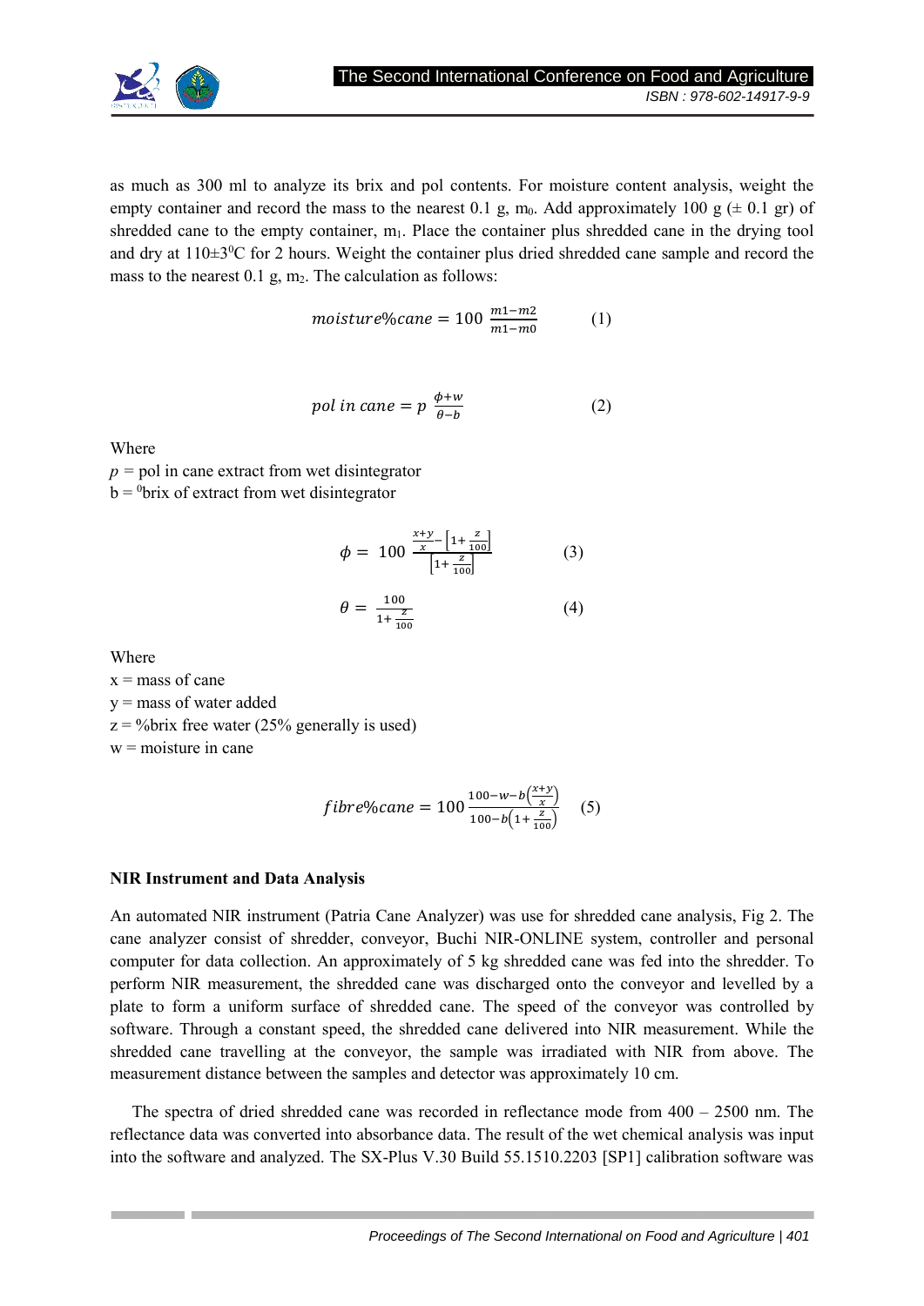as much as 300 ml to analyze its brix and pol contents. For moisture content analysis, weight the empty container and record the mass to the nearest 0.1 g, $m_0$. Add approximately 100 g (± 0.1 gr) of shredded cane to the empty container, $m_1$. Place the container plus shredded cane in the drying tool and dry at 110±3$^0$C for 2 hours. Weight the container plus dried shredded cane sample and record the mass to the nearest 0.1 g, $m_2$. The calculation as follows:

$$moisture\%cane = 100\ \frac{m1-m2}{m1-m0} \qquad (1)$$

$$pol\ in\ cane = p\ \frac{\phi+w}{\theta-b} \qquad (2)$$

Where

$p$ = pol in cane extract from wet disintegrator

b = $^0$brix of extract from wet disintegrator

$$\phi = 100\ \frac{\frac{x+y}{x} - \left[1+\frac{z}{100}\right]}{\left[1+\frac{z}{100}\right]} \qquad (3)$$

$$\theta = \frac{100}{1+\frac{z}{100}} \qquad (4)$$

Where

x = mass of cane

y = mass of water added

z = %brix free water (25% generally is used)

w = moisture in cane

$$fibre\%cane = 100\frac{100-w-b\left(\frac{x+y}{x}\right)}{100-b\left(1+\frac{z}{100}\right)} \qquad (5)$$

**NIR Instrument and Data Analysis**

An automated NIR instrument (Patria Cane Analyzer) was use for shredded cane analysis, Fig 2. The cane analyzer consist of shredder, conveyor, Buchi NIR-ONLINE system, controller and personal computer for data collection. An approximately of 5 kg shredded cane was fed into the shredder. To perform NIR measurement, the shredded cane was discharged onto the conveyor and levelled by a plate to form a uniform surface of shredded cane. The speed of the conveyor was controlled by software. Through a constant speed, the shredded cane delivered into NIR measurement. While the shredded cane travelling at the conveyor, the sample was irradiated with NIR from above. The measurement distance between the samples and detector was approximately 10 cm.

The spectra of dried shredded cane was recorded in reflectance mode from 400 – 2500 nm. The reflectance data was converted into absorbance data. The result of the wet chemical analysis was input into the software and analyzed. The SX-Plus V.30 Build 55.1510.2203 [SP1] calibration software was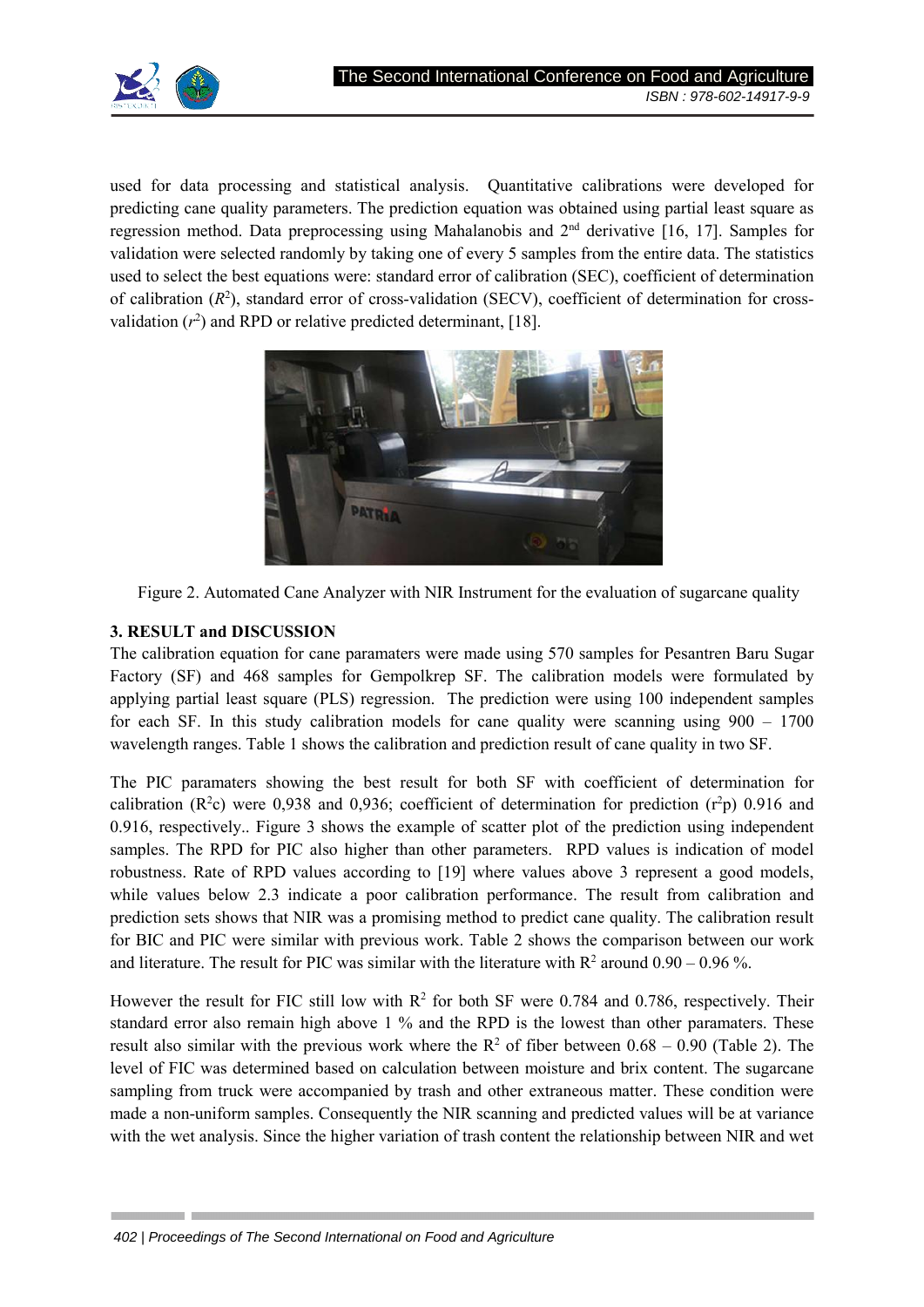used for data processing and statistical analysis. Quantitative calibrations were developed for predicting cane quality parameters. The prediction equation was obtained using partial least square as regression method. Data preprocessing using Mahalanobis and 2nd derivative [16, 17]. Samples for validation were selected randomly by taking one of every 5 samples from the entire data. The statistics used to select the best equations were: standard error of calibration (SEC), coefficient of determination of calibration ($R^2$), standard error of cross-validation (SECV), coefficient of determination for cross-validation ($r^2$) and RPD or relative predicted determinant, [18].

Figure 2. Automated Cane Analyzer with NIR Instrument for the evaluation of sugarcane quality

## 3. RESULT and DISCUSSION

The calibration equation for cane paramaters were made using 570 samples for Pesantren Baru Sugar Factory (SF) and 468 samples for Gempolkrep SF. The calibration models were formulated by applying partial least square (PLS) regression. The prediction were using 100 independent samples for each SF. In this study calibration models for cane quality were scanning using 900 – 1700 wavelength ranges. Table 1 shows the calibration and prediction result of cane quality in two SF.

The PIC paramaters showing the best result for both SF with coefficient of determination for calibration ($R^2c$) were 0,938 and 0,936; coefficient of determination for prediction ($r^2p$) 0.916 and 0.916, respectively.. Figure 3 shows the example of scatter plot of the prediction using independent samples. The RPD for PIC also higher than other parameters. RPD values is indication of model robustness. Rate of RPD values according to [19] where values above 3 represent a good models, while values below 2.3 indicate a poor calibration performance. The result from calibration and prediction sets shows that NIR was a promising method to predict cane quality. The calibration result for BIC and PIC were similar with previous work. Table 2 shows the comparison between our work and literature. The result for PIC was similar with the literature with $R^2$ around 0.90 – 0.96 %.

However the result for FIC still low with $R^2$ for both SF were 0.784 and 0.786, respectively. Their standard error also remain high above 1 % and the RPD is the lowest than other paramaters. These result also similar with the previous work where the $R^2$ of fiber between 0.68 – 0.90 (Table 2). The level of FIC was determined based on calculation between moisture and brix content. The sugarcane sampling from truck were accompanied by trash and other extraneous matter. These condition were made a non-uniform samples. Consequently the NIR scanning and predicted values will be at variance with the wet analysis. Since the higher variation of trash content the relationship between NIR and wet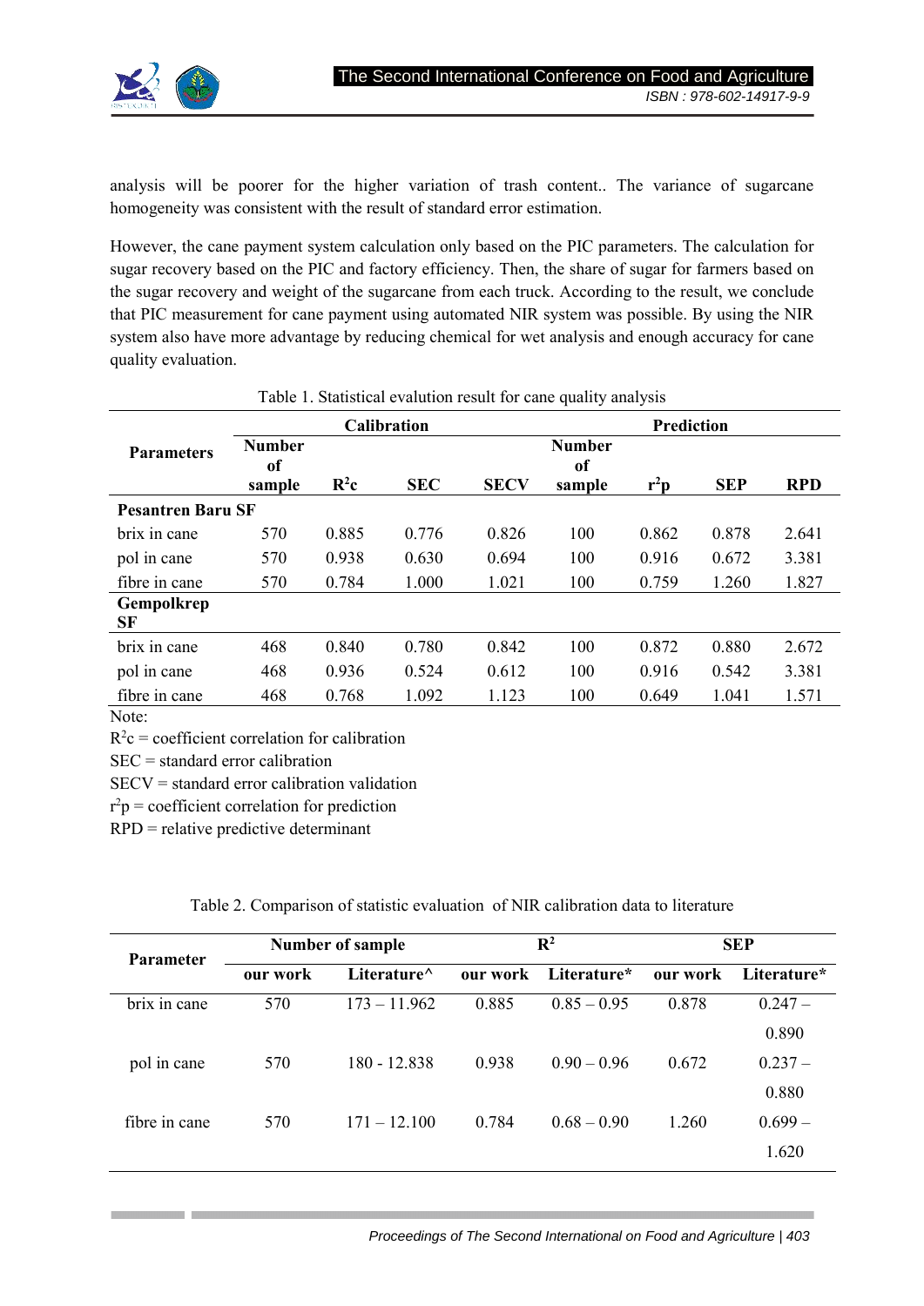analysis will be poorer for the higher variation of trash content.. The variance of sugarcane homogeneity was consistent with the result of standard error estimation.

However, the cane payment system calculation only based on the PIC parameters. The calculation for sugar recovery based on the PIC and factory efficiency. Then, the share of sugar for farmers based on the sugar recovery and weight of the sugarcane from each truck. According to the result, we conclude that PIC measurement for cane payment using automated NIR system was possible. By using the NIR system also have more advantage by reducing chemical for wet analysis and enough accuracy for cane quality evaluation.

Table 1. Statistical evalution result for cane quality analysis

| Parameters | Calibration | | | | Prediction | | | |
|---|---|---|---|---|---|---|---|---|
| | Number of sample | $R^2c$ | SEC | SECV | Number of sample | $r^2p$ | SEP | RPD |
| **Pesantren Baru SF** | | | | | | | | |
| brix in cane | 570 | 0.885 | 0.776 | 0.826 | 100 | 0.862 | 0.878 | 2.641 |
| pol in cane | 570 | 0.938 | 0.630 | 0.694 | 100 | 0.916 | 0.672 | 3.381 |
| fibre in cane | 570 | 0.784 | 1.000 | 1.021 | 100 | 0.759 | 1.260 | 1.827 |
| **Gempolkrep SF** | | | | | | | | |
| brix in cane | 468 | 0.840 | 0.780 | 0.842 | 100 | 0.872 | 0.880 | 2.672 |
| pol in cane | 468 | 0.936 | 0.524 | 0.612 | 100 | 0.916 | 0.542 | 3.381 |
| fibre in cane | 468 | 0.768 | 1.092 | 1.123 | 100 | 0.649 | 1.041 | 1.571 |

Note:
$R^2c$ = coefficient correlation for calibration
SEC = standard error calibration
SECV = standard error calibration validation
$r^2p$ = coefficient correlation for prediction
RPD = relative predictive determinant

Table 2. Comparison of statistic evaluation of NIR calibration data to literature

| Parameter | Number of sample | | $R^2$ | | SEP | |
|---|---|---|---|---|---|---|
| | our work | Literature^ | our work | Literature* | our work | Literature* |
| brix in cane | 570 | 173 – 11.962 | 0.885 | 0.85 – 0.95 | 0.878 | 0.247 – 0.890 |
| pol in cane | 570 | 180 - 12.838 | 0.938 | 0.90 – 0.96 | 0.672 | 0.237 – 0.880 |
| fibre in cane | 570 | 171 – 12.100 | 0.784 | 0.68 – 0.90 | 1.260 | 0.699 – 1.620 |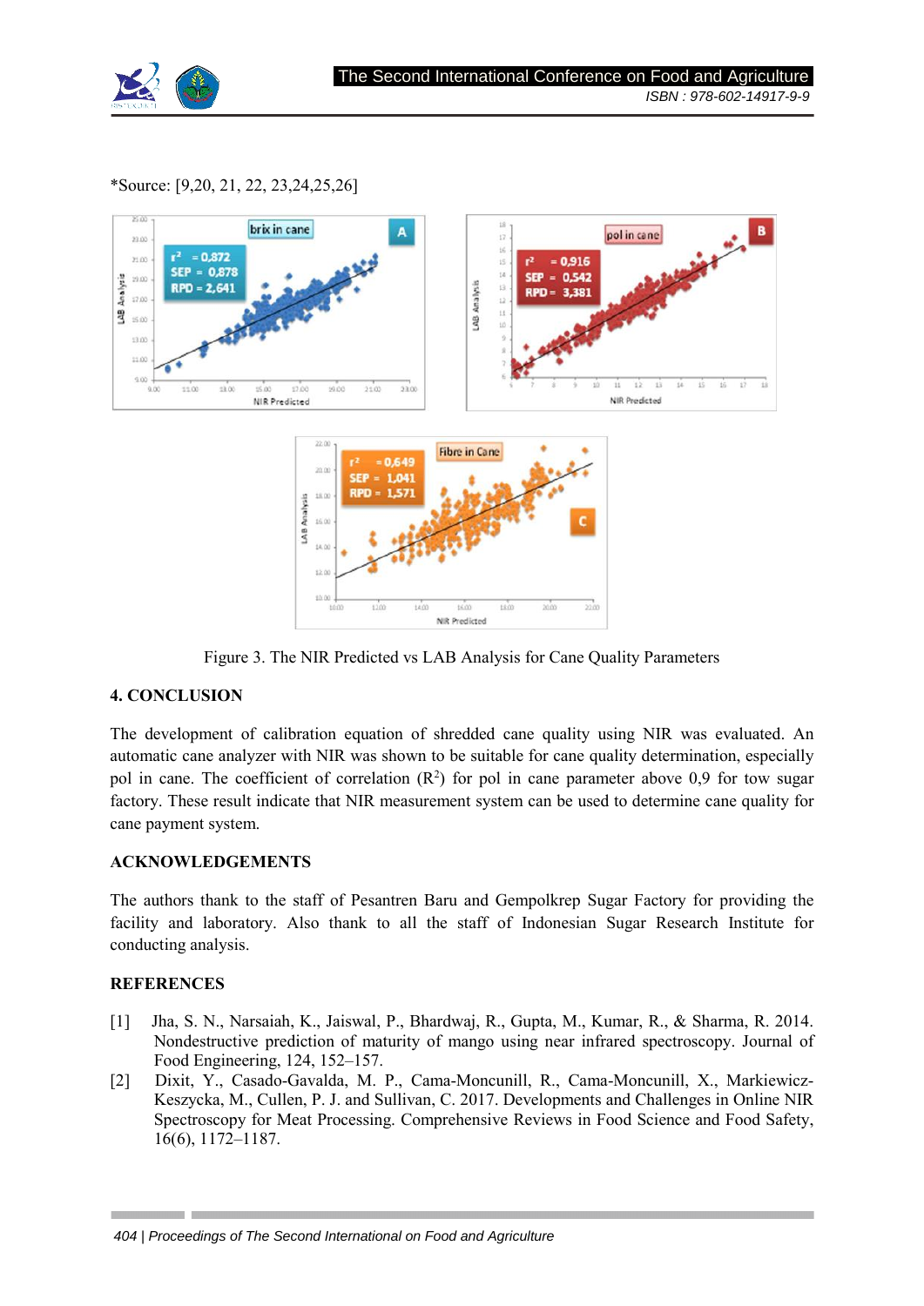*Source: [9,20, 21, 22, 23,24,25,26]

Figure 3. The NIR Predicted vs LAB Analysis for Cane Quality Parameters

## 4. CONCLUSION

The development of calibration equation of shredded cane quality using NIR was evaluated. An automatic cane analyzer with NIR was shown to be suitable for cane quality determination, especially pol in cane. The coefficient of correlation ($R^2$) for pol in cane parameter above 0,9 for tow sugar factory. These result indicate that NIR measurement system can be used to determine cane quality for cane payment system.

## ACKNOWLEDGEMENTS

The authors thank to the staff of Pesantren Baru and Gempolkrep Sugar Factory for providing the facility and laboratory. Also thank to all the staff of Indonesian Sugar Research Institute for conducting analysis.

## REFERENCES

[1] Jha, S. N., Narsaiah, K., Jaiswal, P., Bhardwaj, R., Gupta, M., Kumar, R., & Sharma, R. 2014. Nondestructive prediction of maturity of mango using near infrared spectroscopy. Journal of Food Engineering, 124, 152–157.

[2] Dixit, Y., Casado-Gavalda, M. P., Cama-Moncunill, R., Cama-Moncunill, X., Markiewicz-Keszycka, M., Cullen, P. J. and Sullivan, C. 2017. Developments and Challenges in Online NIR Spectroscopy for Meat Processing. Comprehensive Reviews in Food Science and Food Safety, 16(6), 1172–1187.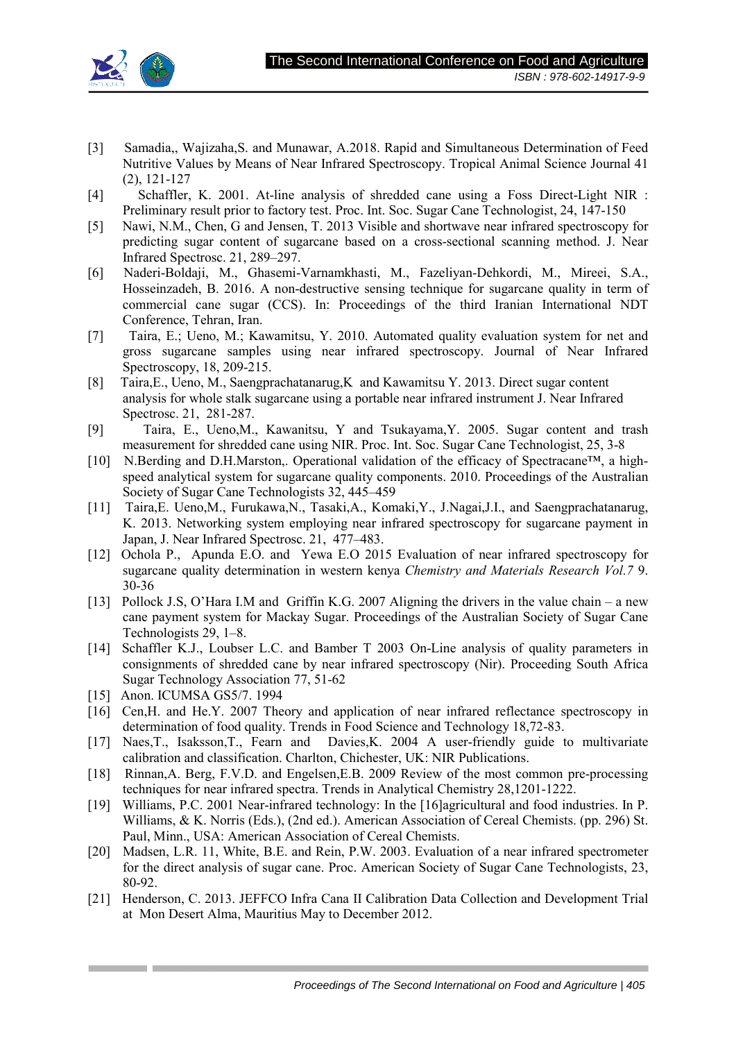[3] Samadia,, Wajizaha,S. and Munawar, A.2018. Rapid and Simultaneous Determination of Feed Nutritive Values by Means of Near Infrared Spectroscopy. Tropical Animal Science Journal 41 (2), 121-127

[4] Schaffler, K. 2001. At-line analysis of shredded cane using a Foss Direct-Light NIR : Preliminary result prior to factory test. Proc. Int. Soc. Sugar Cane Technologist, 24, 147-150

[5] Nawi, N.M., Chen, G and Jensen, T. 2013 Visible and shortwave near infrared spectroscopy for predicting sugar content of sugarcane based on a cross-sectional scanning method. J. Near Infrared Spectrosc. 21, 289–297.

[6] Naderi-Boldaji, M., Ghasemi-Varnamkhasti, M., Fazeliyan-Dehkordi, M., Mireei, S.A., Hosseinzadeh, B. 2016. A non-destructive sensing technique for sugarcane quality in term of commercial cane sugar (CCS). In: Proceedings of the third Iranian International NDT Conference, Tehran, Iran.

[7] Taira, E.; Ueno, M.; Kawamitsu, Y. 2010. Automated quality evaluation system for net and gross sugarcane samples using near infrared spectroscopy. Journal of Near Infrared Spectroscopy, 18, 209-215.

[8] Taira,E., Ueno, M., Saengprachatanarug,K and Kawamitsu Y. 2013. Direct sugar content analysis for whole stalk sugarcane using a portable near infrared instrument J. Near Infrared Spectrosc. 21, 281-287.

[9] Taira, E., Ueno,M., Kawanitsu, Y and Tsukayama,Y. 2005. Sugar content and trash measurement for shredded cane using NIR. Proc. Int. Soc. Sugar Cane Technologist, 25, 3-8

[10] N.Berding and D.H.Marston,. Operational validation of the efficacy of Spectracane™, a high-speed analytical system for sugarcane quality components. 2010. Proceedings of the Australian Society of Sugar Cane Technologists 32, 445–459

[11] Taira,E. Ueno,M., Furukawa,N., Tasaki,A., Komaki,Y., J.Nagai,J.I., and Saengprachatanarug, K. 2013. Networking system employing near infrared spectroscopy for sugarcane payment in Japan, J. Near Infrared Spectrosc. 21, 477–483.

[12] Ochola P., Apunda E.O. and Yewa E.O 2015 Evaluation of near infrared spectroscopy for sugarcane quality determination in western kenya *Chemistry and Materials Research Vol.7* 9. 30-36

[13] Pollock J.S, O'Hara I.M and Griffin K.G. 2007 Aligning the drivers in the value chain – a new cane payment system for Mackay Sugar. Proceedings of the Australian Society of Sugar Cane Technologists 29, 1–8.

[14] Schaffler K.J., Loubser L.C. and Bamber T 2003 On-Line analysis of quality parameters in consignments of shredded cane by near infrared spectroscopy (Nir). Proceeding South Africa Sugar Technology Association 77, 51-62

[15] Anon. ICUMSA GS5/7. 1994

[16] Cen,H. and He.Y. 2007 Theory and application of near infrared reflectance spectroscopy in determination of food quality. Trends in Food Science and Technology 18,72-83.

[17] Naes,T., Isaksson,T., Fearn and Davies,K. 2004 A user-friendly guide to multivariate calibration and classification. Charlton, Chichester, UK: NIR Publications.

[18] Rinnan,A. Berg, F.V.D. and Engelsen,E.B. 2009 Review of the most common pre-processing techniques for near infrared spectra. Trends in Analytical Chemistry 28,1201-1222.

[19] Williams, P.C. 2001 Near-infrared technology: In the [16]agricultural and food industries. In P. Williams, & K. Norris (Eds.), (2nd ed.). American Association of Cereal Chemists. (pp. 296) St. Paul, Minn., USA: American Association of Cereal Chemists.

[20] Madsen, L.R. 11, White, B.E. and Rein, P.W. 2003. Evaluation of a near infrared spectrometer for the direct analysis of sugar cane. Proc. American Society of Sugar Cane Technologists, 23, 80-92.

[21] Henderson, C. 2013. JEFFCO Infra Cana II Calibration Data Collection and Development Trial at Mon Desert Alma, Mauritius May to December 2012.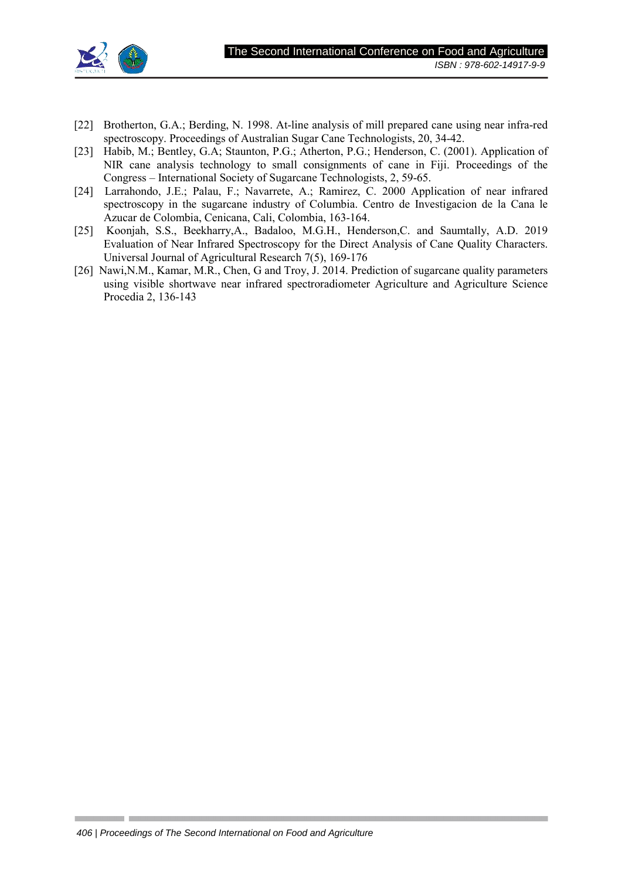[22] Brotherton, G.A.; Berding, N. 1998. At-line analysis of mill prepared cane using near infra-red spectroscopy. Proceedings of Australian Sugar Cane Technologists, 20, 34-42.

[23] Habib, M.; Bentley, G.A; Staunton, P.G.; Atherton, P.G.; Henderson, C. (2001). Application of NIR cane analysis technology to small consignments of cane in Fiji. Proceedings of the Congress – International Society of Sugarcane Technologists, 2, 59-65.

[24] Larrahondo, J.E.; Palau, F.; Navarrete, A.; Ramirez, C. 2000 Application of near infrared spectroscopy in the sugarcane industry of Columbia. Centro de Investigacion de la Cana le Azucar de Colombia, Cenicana, Cali, Colombia, 163-164.

[25] Koonjah, S.S., Beekharry,A., Badaloo, M.G.H., Henderson,C. and Saumtally, A.D. 2019 Evaluation of Near Infrared Spectroscopy for the Direct Analysis of Cane Quality Characters. Universal Journal of Agricultural Research 7(5), 169-176

[26] Nawi,N.M., Kamar, M.R., Chen, G and Troy, J. 2014. Prediction of sugarcane quality parameters using visible shortwave near infrared spectroradiometer Agriculture and Agriculture Science Procedia 2, 136-143